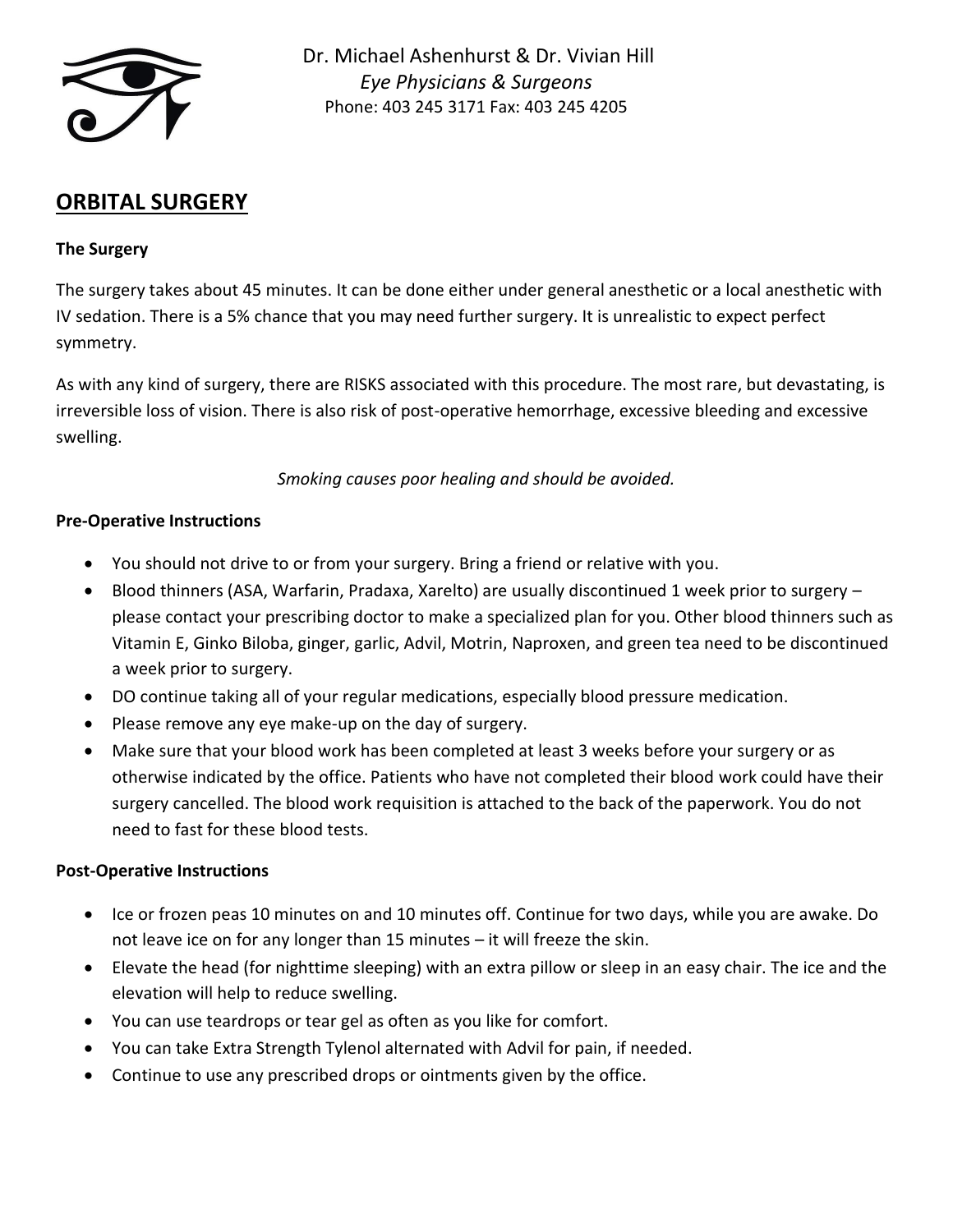Dr. Michael Ashenhurst & Dr. Vivian Hill
*Eye Physicians & Surgeons*
Phone: 403 245 3171 Fax: 403 245 4205

# ORBITAL SURGERY

**The Surgery**

The surgery takes about 45 minutes. It can be done either under general anesthetic or a local anesthetic with IV sedation. There is a 5% chance that you may need further surgery. It is unrealistic to expect perfect symmetry.

As with any kind of surgery, there are RISKS associated with this procedure. The most rare, but devastating, is irreversible loss of vision. There is also risk of post-operative hemorrhage, excessive bleeding and excessive swelling.

*Smoking causes poor healing and should be avoided.*

**Pre-Operative Instructions**

- You should not drive to or from your surgery. Bring a friend or relative with you.
- Blood thinners (ASA, Warfarin, Pradaxa, Xarelto) are usually discontinued 1 week prior to surgery – please contact your prescribing doctor to make a specialized plan for you. Other blood thinners such as Vitamin E, Ginko Biloba, ginger, garlic, Advil, Motrin, Naproxen, and green tea need to be discontinued a week prior to surgery.
- DO continue taking all of your regular medications, especially blood pressure medication.
- Please remove any eye make-up on the day of surgery.
- Make sure that your blood work has been completed at least 3 weeks before your surgery or as otherwise indicated by the office. Patients who have not completed their blood work could have their surgery cancelled. The blood work requisition is attached to the back of the paperwork. You do not need to fast for these blood tests.

**Post-Operative Instructions**

- Ice or frozen peas 10 minutes on and 10 minutes off. Continue for two days, while you are awake. Do not leave ice on for any longer than 15 minutes – it will freeze the skin.
- Elevate the head (for nighttime sleeping) with an extra pillow or sleep in an easy chair. The ice and the elevation will help to reduce swelling.
- You can use teardrops or tear gel as often as you like for comfort.
- You can take Extra Strength Tylenol alternated with Advil for pain, if needed.
- Continue to use any prescribed drops or ointments given by the office.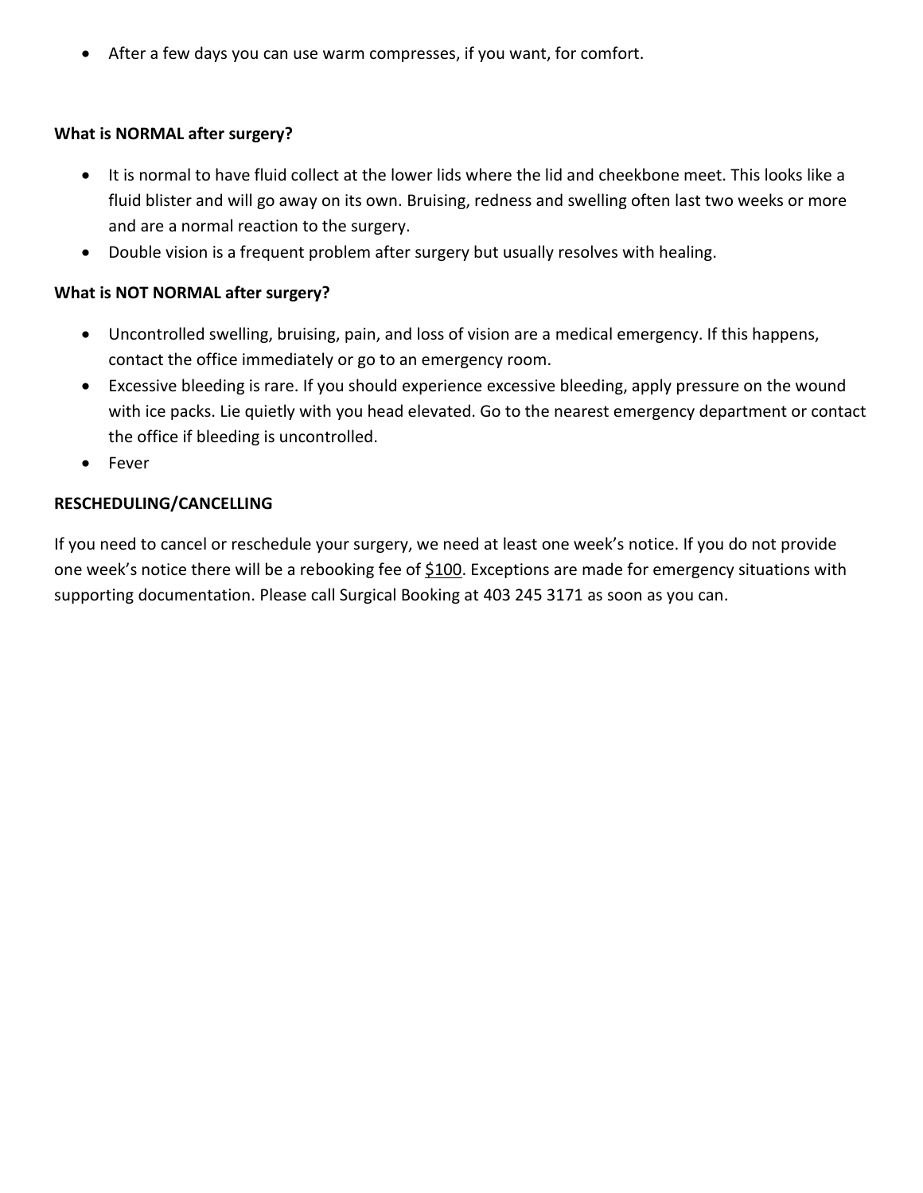- After a few days you can use warm compresses, if you want, for comfort.

**What is NORMAL after surgery?**

- It is normal to have fluid collect at the lower lids where the lid and cheekbone meet. This looks like a fluid blister and will go away on its own. Bruising, redness and swelling often last two weeks or more and are a normal reaction to the surgery.
- Double vision is a frequent problem after surgery but usually resolves with healing.

**What is NOT NORMAL after surgery?**

- Uncontrolled swelling, bruising, pain, and loss of vision are a medical emergency. If this happens, contact the office immediately or go to an emergency room.
- Excessive bleeding is rare. If you should experience excessive bleeding, apply pressure on the wound with ice packs. Lie quietly with you head elevated. Go to the nearest emergency department or contact the office if bleeding is uncontrolled.
- Fever

**RESCHEDULING/CANCELLING**

If you need to cancel or reschedule your surgery, we need at least one week's notice. If you do not provide one week's notice there will be a rebooking fee of <u>$100</u>. Exceptions are made for emergency situations with supporting documentation. Please call Surgical Booking at 403 245 3171 as soon as you can.